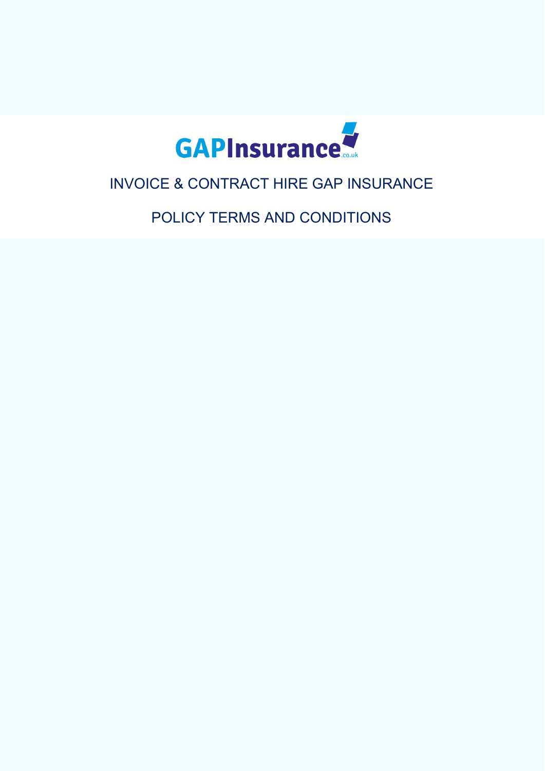# GAPInsurance.co.uk

## INVOICE & CONTRACT HIRE GAP INSURANCE

## POLICY TERMS AND CONDITIONS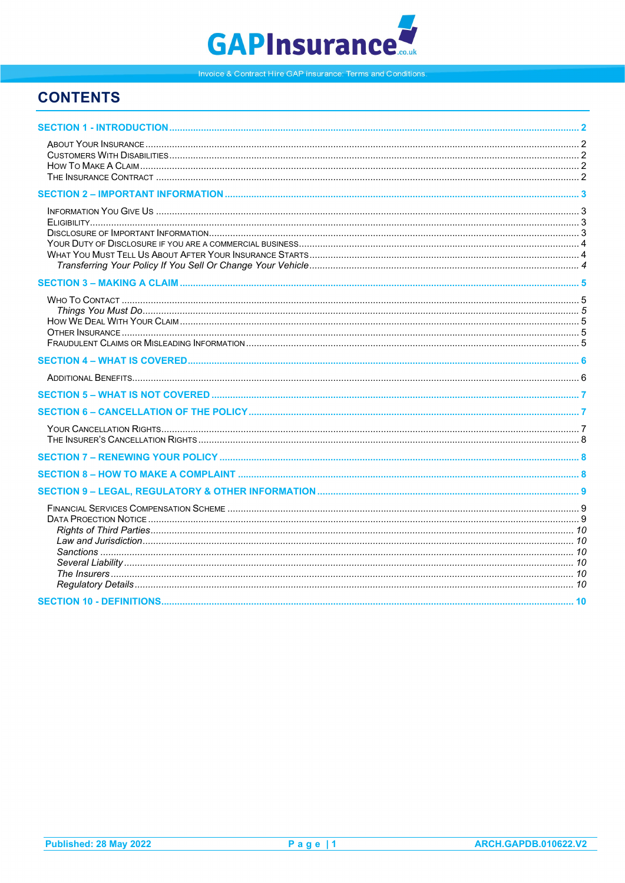# CONTENTS

**SECTION 1 - INTRODUCTION** ..... 2

- About Your Insurance ..... 2
- Customers With Disabilities ..... 2
- How To Make A Claim ..... 2
- The Insurance Contract ..... 2

**SECTION 2 – IMPORTANT INFORMATION** ..... 3

- Information You Give Us ..... 3
- Eligibility ..... 3
- Disclosure of Important Information ..... 3
- Your Duty of Disclosure if you are a commercial business ..... 4
- What You Must Tell Us About After Your Insurance Starts ..... 4
  - *Transferring Your Policy If You Sell Or Change Your Vehicle* ..... 4

**SECTION 3 – MAKING A CLAIM** ..... 5

- Who To Contact ..... 5
  - *Things You Must Do* ..... 5
- How We Deal With Your Claim ..... 5
- Other Insurance ..... 5
- Fraudulent Claims or Misleading Information ..... 5

**SECTION 4 – WHAT IS COVERED** ..... 6

- Additional Benefits ..... 6

**SECTION 5 – WHAT IS NOT COVERED** ..... 7

**SECTION 6 – CANCELLATION OF THE POLICY** ..... 7

- Your Cancellation Rights ..... 7
- The Insurer's Cancellation Rights ..... 8

**SECTION 7 – RENEWING YOUR POLICY** ..... 8

**SECTION 8 – HOW TO MAKE A COMPLAINT** ..... 8

**SECTION 9 – LEGAL, REGULATORY & OTHER INFORMATION** ..... 9

- Financial Services Compensation Scheme ..... 9
- Data Proection Notice ..... 9
  - *Rights of Third Parties* ..... 10
  - *Law and Jurisdiction* ..... 10
  - *Sanctions* ..... 10
  - *Several Liability* ..... 10
  - *The Insurers* ..... 10
  - *Regulatory Details* ..... 10

**SECTION 10 - DEFINITIONS** ..... 10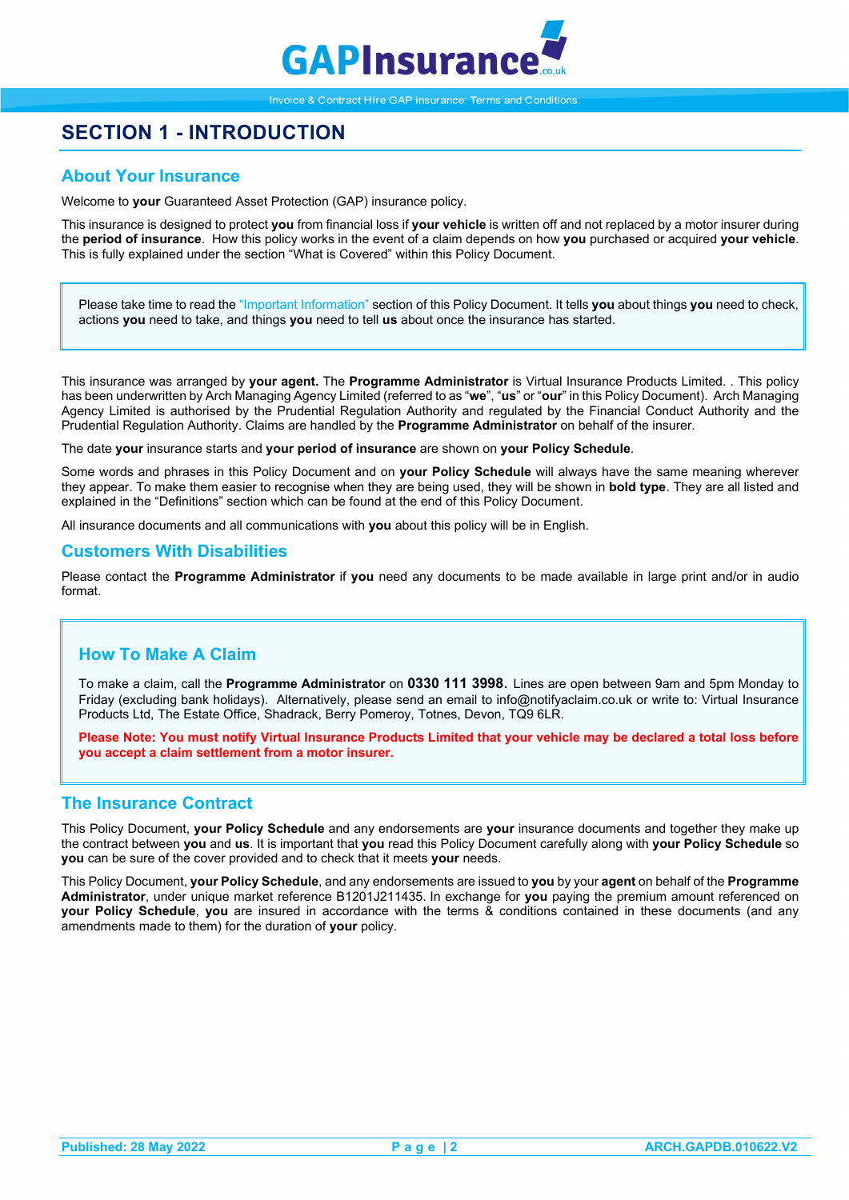# SECTION 1 - INTRODUCTION

## About Your Insurance

Welcome to **your** Guaranteed Asset Protection (GAP) insurance policy.

This insurance is designed to protect **you** from financial loss if **your vehicle** is written off and not replaced by a motor insurer during the **period of insurance**. How this policy works in the event of a claim depends on how **you** purchased or acquired **your vehicle**. This is fully explained under the section "What is Covered" within this Policy Document.

> Please take time to read the "Important Information" section of this Policy Document. It tells **you** about things **you** need to check, actions **you** need to take, and things **you** need to tell **us** about once the insurance has started.

This insurance was arranged by **your agent.** The **Programme Administrator** is Virtual Insurance Products Limited. . This policy has been underwritten by Arch Managing Agency Limited (referred to as "**we**", "**us**" or "**our**" in this Policy Document). Arch Managing Agency Limited is authorised by the Prudential Regulation Authority and regulated by the Financial Conduct Authority and the Prudential Regulation Authority. Claims are handled by the **Programme Administrator** on behalf of the insurer.

The date **your** insurance starts and **your period of insurance** are shown on **your Policy Schedule**.

Some words and phrases in this Policy Document and on **your Policy Schedule** will always have the same meaning wherever they appear. To make them easier to recognise when they are being used, they will be shown in **bold type**. They are all listed and explained in the "Definitions" section which can be found at the end of this Policy Document.

All insurance documents and all communications with **you** about this policy will be in English.

## Customers With Disabilities

Please contact the **Programme Administrator** if **you** need any documents to be made available in large print and/or in audio format.

## How To Make A Claim

To make a claim, call the **Programme Administrator** on **0330 111 3998.** Lines are open between 9am and 5pm Monday to Friday (excluding bank holidays). Alternatively, please send an email to info@notifyaclaim.co.uk or write to: Virtual Insurance Products Ltd, The Estate Office, Shadrack, Berry Pomeroy, Totnes, Devon, TQ9 6LR.

**Please Note: You must notify Virtual Insurance Products Limited that your vehicle may be declared a total loss before you accept a claim settlement from a motor insurer.**

## The Insurance Contract

This Policy Document, **your Policy Schedule** and any endorsements are **your** insurance documents and together they make up the contract between **you** and **us**. It is important that **you** read this Policy Document carefully along with **your Policy Schedule** so **you** can be sure of the cover provided and to check that it meets **your** needs.

This Policy Document, **your Policy Schedule**, and any endorsements are issued to **you** by your **agent** on behalf of the **Programme Administrator**, under unique market reference B1201J211435. In exchange for **you** paying the premium amount referenced on **your Policy Schedule**, **you** are insured in accordance with the terms & conditions contained in these documents (and any amendments made to them) for the duration of **your** policy.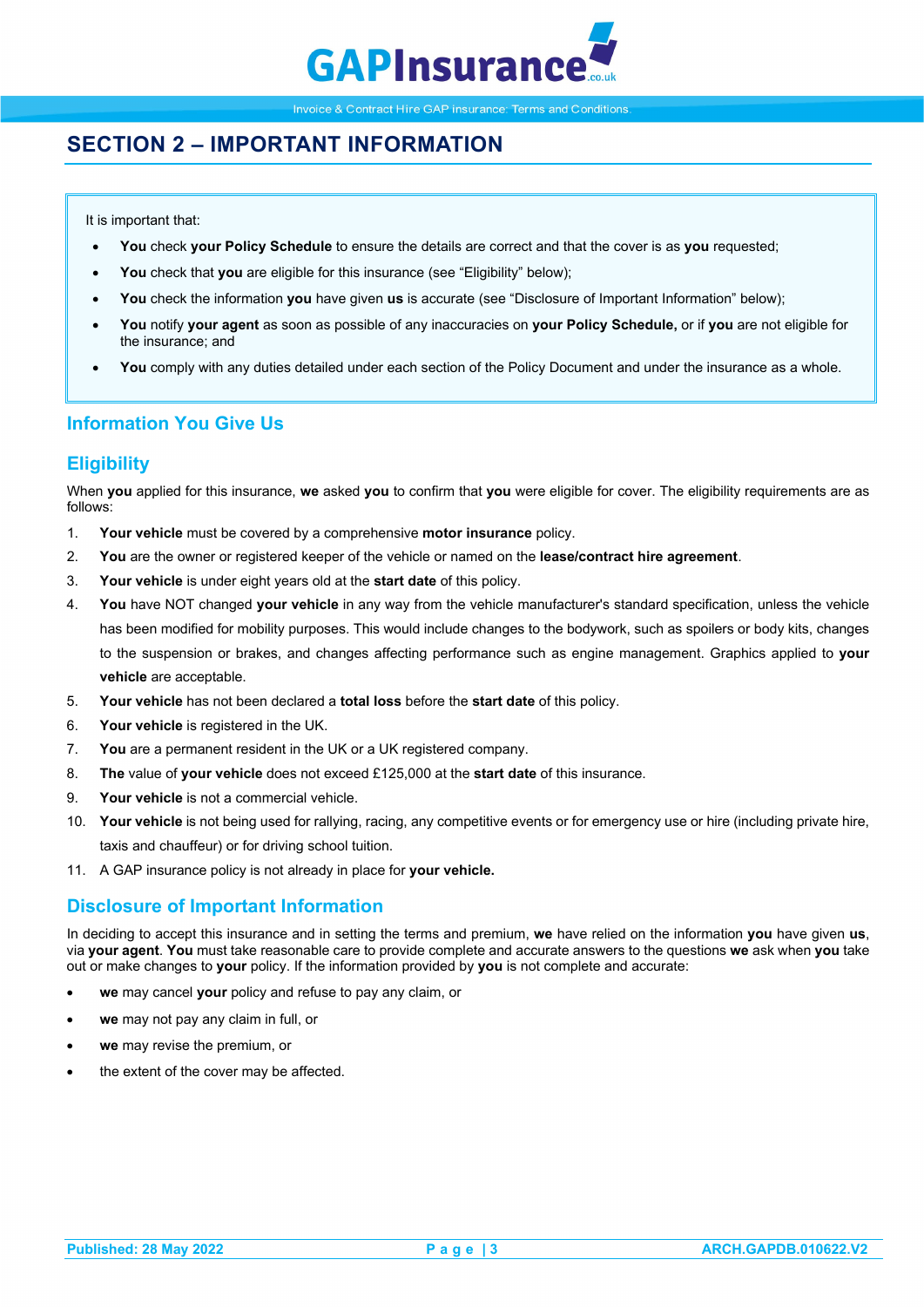# SECTION 2 – IMPORTANT INFORMATION

It is important that:

- **You** check **your Policy Schedule** to ensure the details are correct and that the cover is as **you** requested;
- **You** check that **you** are eligible for this insurance (see "Eligibility" below);
- **You** check the information **you** have given **us** is accurate (see "Disclosure of Important Information" below);
- **You** notify **your agent** as soon as possible of any inaccuracies on **your Policy Schedule,** or if **you** are not eligible for the insurance; and
- **You** comply with any duties detailed under each section of the Policy Document and under the insurance as a whole.

## Information You Give Us

## Eligibility

When **you** applied for this insurance, **we** asked **you** to confirm that **you** were eligible for cover. The eligibility requirements are as follows:

1. **Your vehicle** must be covered by a comprehensive **motor insurance** policy.
2. **You** are the owner or registered keeper of the vehicle or named on the **lease/contract hire agreement**.
3. **Your vehicle** is under eight years old at the **start date** of this policy.
4. **You** have NOT changed **your vehicle** in any way from the vehicle manufacturer's standard specification, unless the vehicle has been modified for mobility purposes. This would include changes to the bodywork, such as spoilers or body kits, changes to the suspension or brakes, and changes affecting performance such as engine management. Graphics applied to **your vehicle** are acceptable.
5. **Your vehicle** has not been declared a **total loss** before the **start date** of this policy.
6. **Your vehicle** is registered in the UK.
7. **You** are a permanent resident in the UK or a UK registered company.
8. **The** value of **your vehicle** does not exceed £125,000 at the **start date** of this insurance.
9. **Your vehicle** is not a commercial vehicle.
10. **Your vehicle** is not being used for rallying, racing, any competitive events or for emergency use or hire (including private hire, taxis and chauffeur) or for driving school tuition.
11. A GAP insurance policy is not already in place for **your vehicle.**

## Disclosure of Important Information

In deciding to accept this insurance and in setting the terms and premium, **we** have relied on the information **you** have given **us**, via **your agent**. **You** must take reasonable care to provide complete and accurate answers to the questions **we** ask when **you** take out or make changes to **your** policy. If the information provided by **you** is not complete and accurate:

- **we** may cancel **your** policy and refuse to pay any claim, or
- **we** may not pay any claim in full, or
- **we** may revise the premium, or
- the extent of the cover may be affected.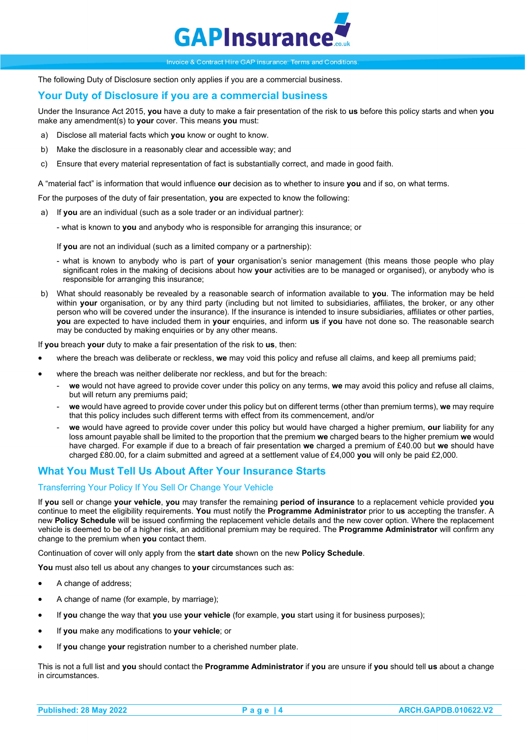The following Duty of Disclosure section only applies if you are a commercial business.

## Your Duty of Disclosure if you are a commercial business

Under the Insurance Act 2015, **you** have a duty to make a fair presentation of the risk to **us** before this policy starts and when **you** make any amendment(s) to **your** cover. This means **you** must:

a) Disclose all material facts which **you** know or ought to know.

b) Make the disclosure in a reasonably clear and accessible way; and

c) Ensure that every material representation of fact is substantially correct, and made in good faith.

A "material fact" is information that would influence **our** decision as to whether to insure **you** and if so, on what terms.

For the purposes of the duty of fair presentation, **you** are expected to know the following:

a) If **you** are an individual (such as a sole trader or an individual partner):

   - what is known to **you** and anybody who is responsible for arranging this insurance; or

   If **you** are not an individual (such as a limited company or a partnership):

   - what is known to anybody who is part of **your** organisation's senior management (this means those people who play significant roles in the making of decisions about how **your** activities are to be managed or organised), or anybody who is responsible for arranging this insurance;

b) What should reasonably be revealed by a reasonable search of information available to **you**. The information may be held within **your** organisation, or by any third party (including but not limited to subsidiaries, affiliates, the broker, or any other person who will be covered under the insurance). If the insurance is intended to insure subsidiaries, affiliates or other parties, **you** are expected to have included them in **your** enquiries, and inform **us** if **you** have not done so. The reasonable search may be conducted by making enquiries or by any other means.

If **you** breach **your** duty to make a fair presentation of the risk to **us**, then:

- where the breach was deliberate or reckless, **we** may void this policy and refuse all claims, and keep all premiums paid;
- where the breach was neither deliberate nor reckless, and but for the breach:
  - **we** would not have agreed to provide cover under this policy on any terms, **we** may avoid this policy and refuse all claims, but will return any premiums paid;
  - **we** would have agreed to provide cover under this policy but on different terms (other than premium terms), **we** may require that this policy includes such different terms with effect from its commencement, and/or
  - **we** would have agreed to provide cover under this policy but would have charged a higher premium, **our** liability for any loss amount payable shall be limited to the proportion that the premium **we** charged bears to the higher premium **we** would have charged. For example if due to a breach of fair presentation **we** charged a premium of £40.00 but **we** should have charged £80.00, for a claim submitted and agreed at a settlement value of £4,000 **you** will only be paid £2,000.

## What You Must Tell Us About After Your Insurance Starts

### Transferring Your Policy If You Sell Or Change Your Vehicle

If **you** sell or change **your vehicle**, **you** may transfer the remaining **period of insurance** to a replacement vehicle provided **you** continue to meet the eligibility requirements. **You** must notify the **Programme Administrator** prior to **us** accepting the transfer. A new **Policy Schedule** will be issued confirming the replacement vehicle details and the new cover option. Where the replacement vehicle is deemed to be of a higher risk, an additional premium may be required. The **Programme Administrator** will confirm any change to the premium when **you** contact them.

Continuation of cover will only apply from the **start date** shown on the new **Policy Schedule**.

**You** must also tell us about any changes to **your** circumstances such as:

- A change of address;
- A change of name (for example, by marriage);
- If **you** change the way that **you** use **your vehicle** (for example, **you** start using it for business purposes);
- If **you** make any modifications to **your vehicle**; or
- If **you** change **your** registration number to a cherished number plate.

This is not a full list and **you** should contact the **Programme Administrator** if **you** are unsure if **you** should tell **us** about a change in circumstances.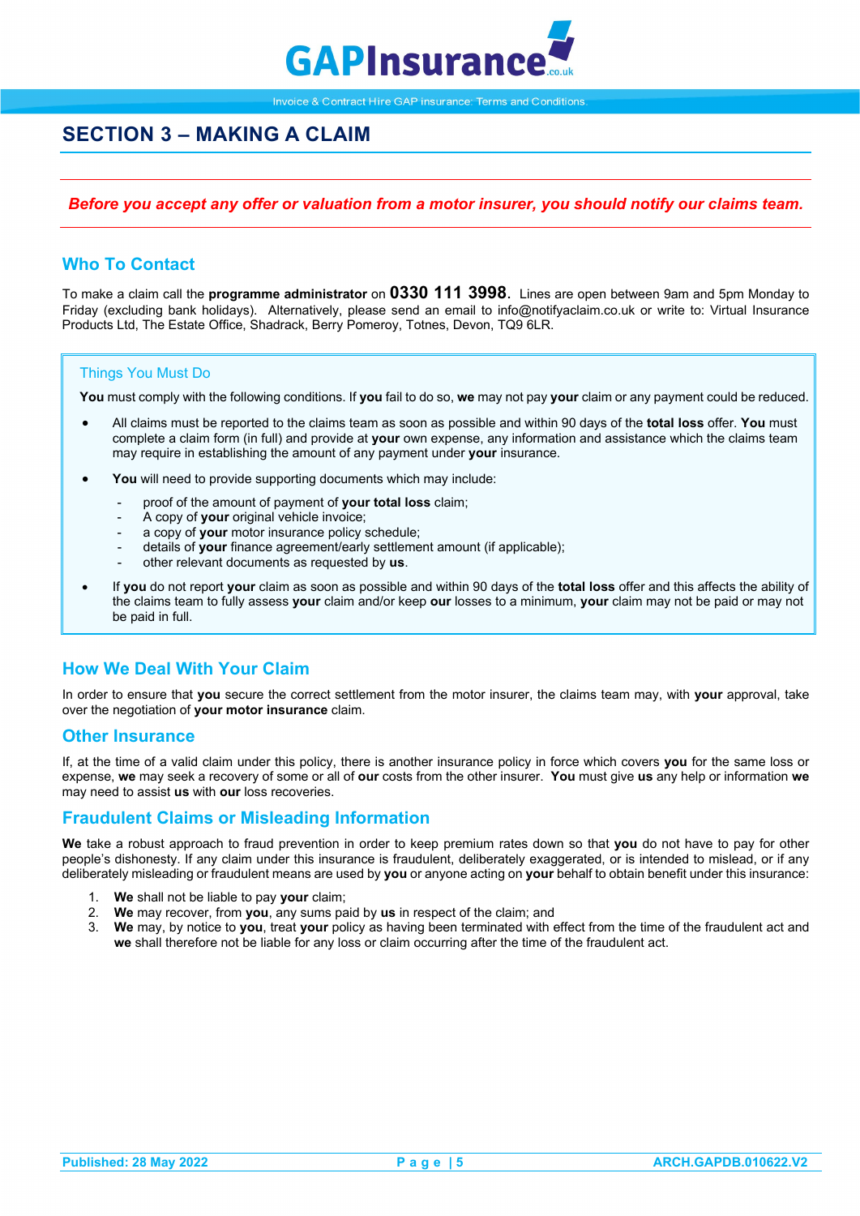# SECTION 3 – MAKING A CLAIM

***Before you accept any offer or valuation from a motor insurer, you should notify our claims team.***

## Who To Contact

To make a claim call the **programme administrator** on **0330 111 3998**. Lines are open between 9am and 5pm Monday to Friday (excluding bank holidays). Alternatively, please send an email to info@notifyaclaim.co.uk or write to: Virtual Insurance Products Ltd, The Estate Office, Shadrack, Berry Pomeroy, Totnes, Devon, TQ9 6LR.

### Things You Must Do

**You** must comply with the following conditions. If **you** fail to do so, **we** may not pay **your** claim or any payment could be reduced.

- All claims must be reported to the claims team as soon as possible and within 90 days of the **total loss** offer. **You** must complete a claim form (in full) and provide at **your** own expense, any information and assistance which the claims team may require in establishing the amount of any payment under **your** insurance.
- **You** will need to provide supporting documents which may include:
  - proof of the amount of payment of **your total loss** claim;
  - A copy of **your** original vehicle invoice;
  - a copy of **your** motor insurance policy schedule;
  - details of **your** finance agreement/early settlement amount (if applicable);
  - other relevant documents as requested by **us**.
- If **you** do not report **your** claim as soon as possible and within 90 days of the **total loss** offer and this affects the ability of the claims team to fully assess **your** claim and/or keep **our** losses to a minimum, **your** claim may not be paid or may not be paid in full.

## How We Deal With Your Claim

In order to ensure that **you** secure the correct settlement from the motor insurer, the claims team may, with **your** approval, take over the negotiation of **your motor insurance** claim.

## Other Insurance

If, at the time of a valid claim under this policy, there is another insurance policy in force which covers **you** for the same loss or expense, **we** may seek a recovery of some or all of **our** costs from the other insurer. **You** must give **us** any help or information **we** may need to assist **us** with **our** loss recoveries.

## Fraudulent Claims or Misleading Information

**We** take a robust approach to fraud prevention in order to keep premium rates down so that **you** do not have to pay for other people's dishonesty. If any claim under this insurance is fraudulent, deliberately exaggerated, or is intended to mislead, or if any deliberately misleading or fraudulent means are used by **you** or anyone acting on **your** behalf to obtain benefit under this insurance:

1. **We** shall not be liable to pay **your** claim;
2. **We** may recover, from **you**, any sums paid by **us** in respect of the claim; and
3. **We** may, by notice to **you**, treat **your** policy as having been terminated with effect from the time of the fraudulent act and **we** shall therefore not be liable for any loss or claim occurring after the time of the fraudulent act.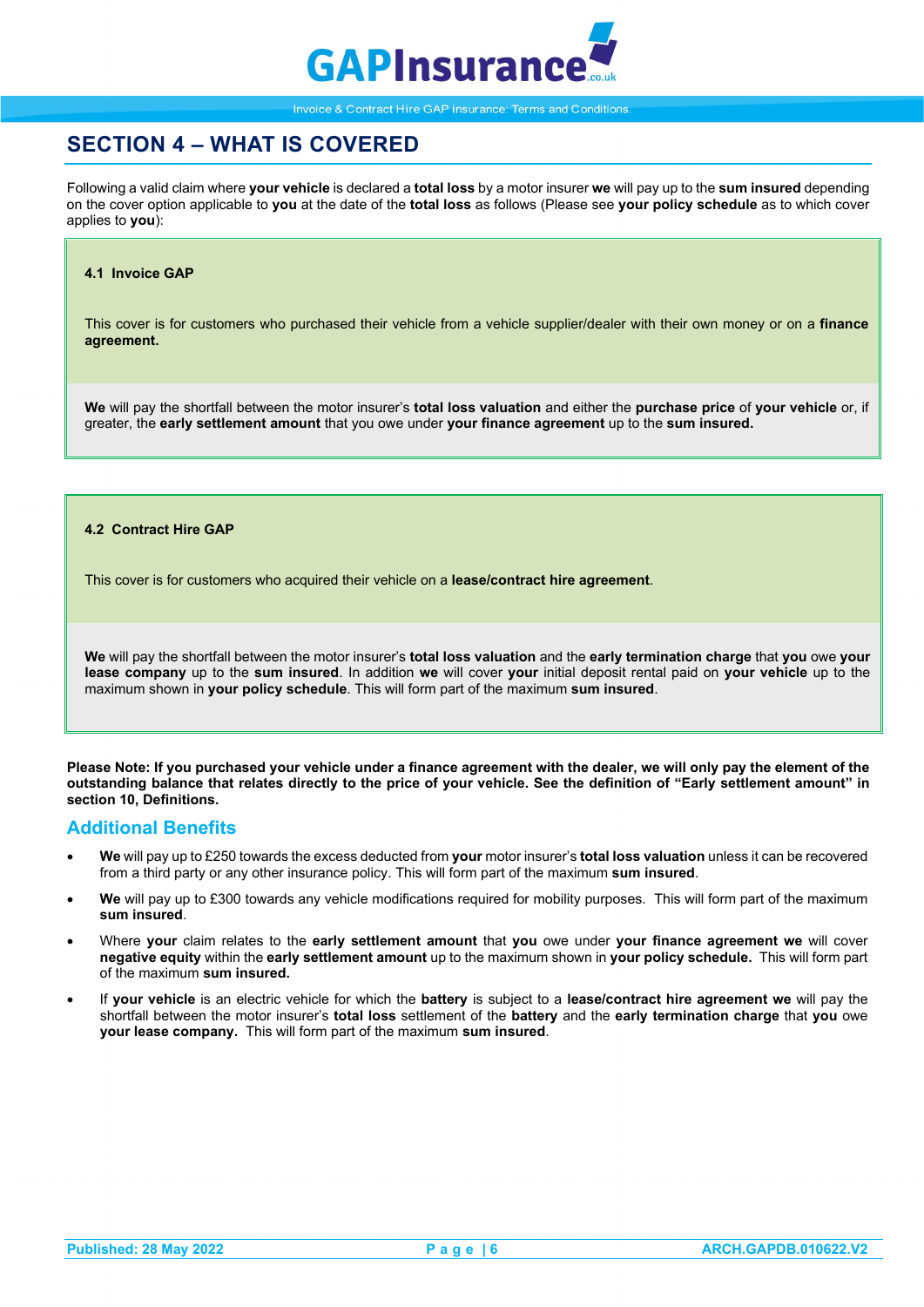## SECTION 4 – WHAT IS COVERED

Following a valid claim where **your vehicle** is declared a **total loss** by a motor insurer **we** will pay up to the **sum insured** depending on the cover option applicable to **you** at the date of the **total loss** as follows (Please see **your policy schedule** as to which cover applies to **you**):

### 4.1 Invoice GAP

This cover is for customers who purchased their vehicle from a vehicle supplier/dealer with their own money or on a **finance agreement.**

**We** will pay the shortfall between the motor insurer's **total loss valuation** and either the **purchase price** of **your vehicle** or, if greater, the **early settlement amount** that you owe under **your finance agreement** up to the **sum insured.**

### 4.2 Contract Hire GAP

This cover is for customers who acquired their vehicle on a **lease/contract hire agreement**.

**We** will pay the shortfall between the motor insurer's **total loss valuation** and the **early termination charge** that **you** owe **your lease company** up to the **sum insured**. In addition **we** will cover **your** initial deposit rental paid on **your vehicle** up to the maximum shown in **your policy schedule**. This will form part of the maximum **sum insured**.

**Please Note: If you purchased your vehicle under a finance agreement with the dealer, we will only pay the element of the outstanding balance that relates directly to the price of your vehicle. See the definition of "Early settlement amount" in section 10, Definitions.**

## Additional Benefits

- **We** will pay up to £250 towards the excess deducted from **your** motor insurer's **total loss valuation** unless it can be recovered from a third party or any other insurance policy. This will form part of the maximum **sum insured**.
- **We** will pay up to £300 towards any vehicle modifications required for mobility purposes. This will form part of the maximum **sum insured**.
- Where **your** claim relates to the **early settlement amount** that **you** owe under **your finance agreement we** will cover **negative equity** within the **early settlement amount** up to the maximum shown in **your policy schedule.** This will form part of the maximum **sum insured.**
- If **your vehicle** is an electric vehicle for which the **battery** is subject to a **lease/contract hire agreement we** will pay the shortfall between the motor insurer's **total loss** settlement of the **battery** and the **early termination charge** that **you** owe **your lease company.** This will form part of the maximum **sum insured**.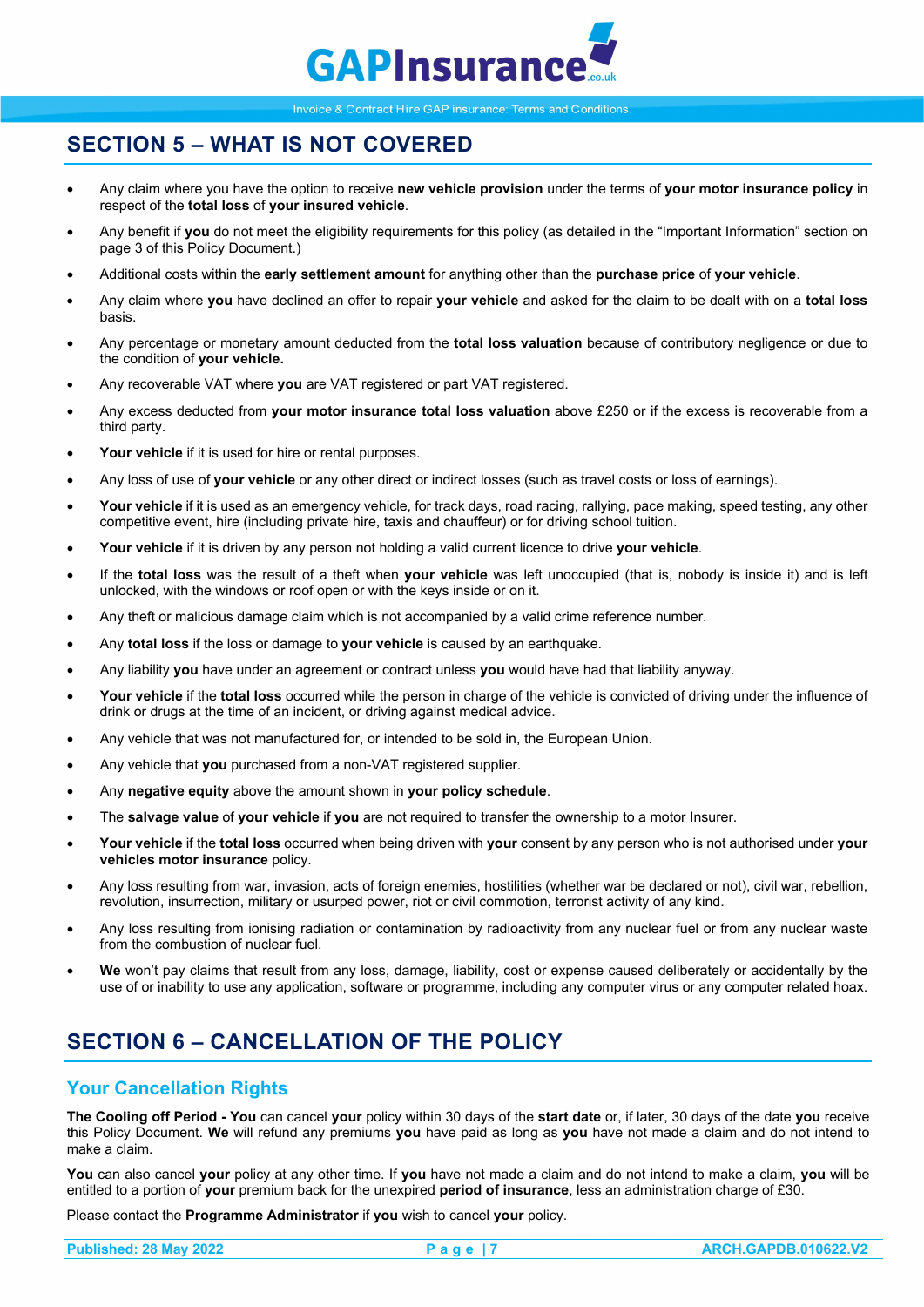## SECTION 5 – WHAT IS NOT COVERED

- Any claim where you have the option to receive **new vehicle provision** under the terms of **your motor insurance policy** in respect of the **total loss** of **your insured vehicle**.
- Any benefit if **you** do not meet the eligibility requirements for this policy (as detailed in the "Important Information" section on page 3 of this Policy Document.)
- Additional costs within the **early settlement amount** for anything other than the **purchase price** of **your vehicle**.
- Any claim where **you** have declined an offer to repair **your vehicle** and asked for the claim to be dealt with on a **total loss** basis.
- Any percentage or monetary amount deducted from the **total loss valuation** because of contributory negligence or due to the condition of **your vehicle.**
- Any recoverable VAT where **you** are VAT registered or part VAT registered.
- Any excess deducted from **your motor insurance total loss valuation** above £250 or if the excess is recoverable from a third party.
- **Your vehicle** if it is used for hire or rental purposes.
- Any loss of use of **your vehicle** or any other direct or indirect losses (such as travel costs or loss of earnings).
- **Your vehicle** if it is used as an emergency vehicle, for track days, road racing, rallying, pace making, speed testing, any other competitive event, hire (including private hire, taxis and chauffeur) or for driving school tuition.
- **Your vehicle** if it is driven by any person not holding a valid current licence to drive **your vehicle**.
- If the **total loss** was the result of a theft when **your vehicle** was left unoccupied (that is, nobody is inside it) and is left unlocked, with the windows or roof open or with the keys inside or on it.
- Any theft or malicious damage claim which is not accompanied by a valid crime reference number.
- Any **total loss** if the loss or damage to **your vehicle** is caused by an earthquake.
- Any liability **you** have under an agreement or contract unless **you** would have had that liability anyway.
- **Your vehicle** if the **total loss** occurred while the person in charge of the vehicle is convicted of driving under the influence of drink or drugs at the time of an incident, or driving against medical advice.
- Any vehicle that was not manufactured for, or intended to be sold in, the European Union.
- Any vehicle that **you** purchased from a non-VAT registered supplier.
- Any **negative equity** above the amount shown in **your policy schedule**.
- The **salvage value** of **your vehicle** if **you** are not required to transfer the ownership to a motor Insurer.
- **Your vehicle** if the **total loss** occurred when being driven with **your** consent by any person who is not authorised under **your vehicles motor insurance** policy.
- Any loss resulting from war, invasion, acts of foreign enemies, hostilities (whether war be declared or not), civil war, rebellion, revolution, insurrection, military or usurped power, riot or civil commotion, terrorist activity of any kind.
- Any loss resulting from ionising radiation or contamination by radioactivity from any nuclear fuel or from any nuclear waste from the combustion of nuclear fuel.
- **We** won't pay claims that result from any loss, damage, liability, cost or expense caused deliberately or accidentally by the use of or inability to use any application, software or programme, including any computer virus or any computer related hoax.

## SECTION 6 – CANCELLATION OF THE POLICY

### Your Cancellation Rights

**The Cooling off Period - You** can cancel **your** policy within 30 days of the **start date** or, if later, 30 days of the date **you** receive this Policy Document. **We** will refund any premiums **you** have paid as long as **you** have not made a claim and do not intend to make a claim.

**You** can also cancel **your** policy at any other time. If **you** have not made a claim and do not intend to make a claim, **you** will be entitled to a portion of **your** premium back for the unexpired **period of insurance**, less an administration charge of £30.

Please contact the **Programme Administrator** if **you** wish to cancel **your** policy.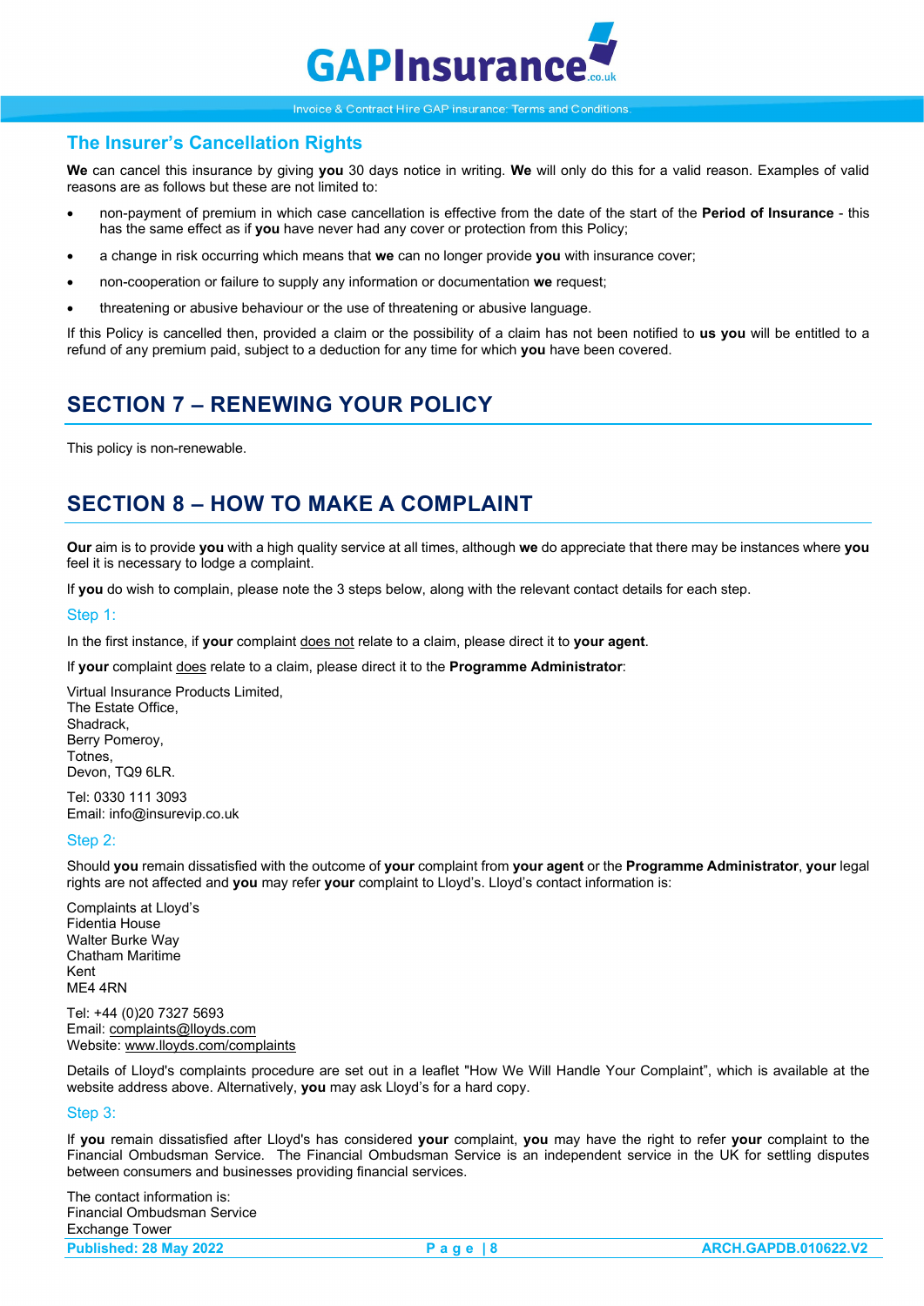## The Insurer's Cancellation Rights

**We** can cancel this insurance by giving **you** 30 days notice in writing. **We** will only do this for a valid reason. Examples of valid reasons are as follows but these are not limited to:

- non-payment of premium in which case cancellation is effective from the date of the start of the **Period of Insurance** - this has the same effect as if **you** have never had any cover or protection from this Policy;
- a change in risk occurring which means that **we** can no longer provide **you** with insurance cover;
- non-cooperation or failure to supply any information or documentation **we** request;
- threatening or abusive behaviour or the use of threatening or abusive language.

If this Policy is cancelled then, provided a claim or the possibility of a claim has not been notified to **us you** will be entitled to a refund of any premium paid, subject to a deduction for any time for which **you** have been covered.

# SECTION 7 – RENEWING YOUR POLICY

This policy is non-renewable.

# SECTION 8 – HOW TO MAKE A COMPLAINT

**Our** aim is to provide **you** with a high quality service at all times, although **we** do appreciate that there may be instances where **you** feel it is necessary to lodge a complaint.

If **you** do wish to complain, please note the 3 steps below, along with the relevant contact details for each step.

### Step 1:

In the first instance, if **your** complaint does not relate to a claim, please direct it to **your agent**.

If **your** complaint does relate to a claim, please direct it to the **Programme Administrator**:

Virtual Insurance Products Limited,
The Estate Office,
Shadrack,
Berry Pomeroy,
Totnes,
Devon, TQ9 6LR.

Tel: 0330 111 3093
Email: info@insurevip.co.uk

### Step 2:

Should **you** remain dissatisfied with the outcome of **your** complaint from **your agent** or the **Programme Administrator**, **your** legal rights are not affected and **you** may refer **your** complaint to Lloyd's. Lloyd's contact information is:

Complaints at Lloyd's
Fidentia House
Walter Burke Way
Chatham Maritime
Kent
ME4 4RN

Tel: +44 (0)20 7327 5693
Email: complaints@lloyds.com
Website: www.lloyds.com/complaints

Details of Lloyd's complaints procedure are set out in a leaflet "How We Will Handle Your Complaint", which is available at the website address above. Alternatively, **you** may ask Lloyd's for a hard copy.

### Step 3:

If **you** remain dissatisfied after Lloyd's has considered **your** complaint, **you** may have the right to refer **your** complaint to the Financial Ombudsman Service. The Financial Ombudsman Service is an independent service in the UK for settling disputes between consumers and businesses providing financial services.

The contact information is:
Financial Ombudsman Service
Exchange Tower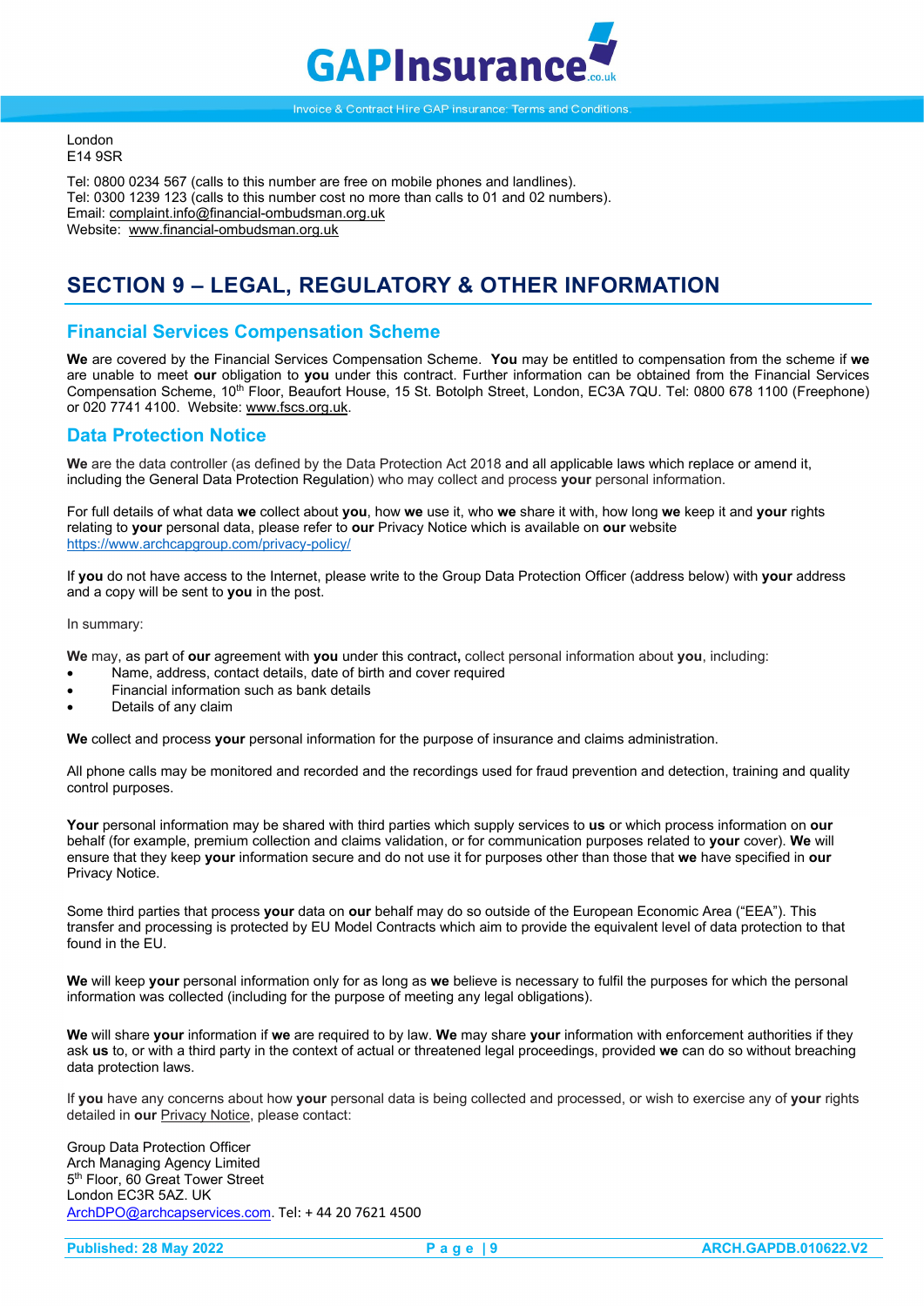London
E14 9SR

Tel: 0800 0234 567 (calls to this number are free on mobile phones and landlines).
Tel: 0300 1239 123 (calls to this number cost no more than calls to 01 and 02 numbers).
Email: complaint.info@financial-ombudsman.org.uk
Website: www.financial-ombudsman.org.uk

# SECTION 9 – LEGAL, REGULATORY & OTHER INFORMATION

## Financial Services Compensation Scheme

**We** are covered by the Financial Services Compensation Scheme. **You** may be entitled to compensation from the scheme if **we** are unable to meet **our** obligation to **you** under this contract. Further information can be obtained from the Financial Services Compensation Scheme, 10th Floor, Beaufort House, 15 St. Botolph Street, London, EC3A 7QU. Tel: 0800 678 1100 (Freephone) or 020 7741 4100. Website: www.fscs.org.uk.

## Data Protection Notice

**We** are the data controller (as defined by the Data Protection Act 2018 and all applicable laws which replace or amend it, including the General Data Protection Regulation) who may collect and process **your** personal information.

For full details of what data **we** collect about **you**, how **we** use it, who **we** share it with, how long **we** keep it and **your** rights relating to **your** personal data, please refer to **our** Privacy Notice which is available on **our** website https://www.archcapgroup.com/privacy-policy/

If **you** do not have access to the Internet, please write to the Group Data Protection Officer (address below) with **your** address and a copy will be sent to **you** in the post.

In summary:

**We** may, as part of **our** agreement with **you** under this contract**,** collect personal information about **you**, including:

- Name, address, contact details, date of birth and cover required
- Financial information such as bank details
- Details of any claim

**We** collect and process **your** personal information for the purpose of insurance and claims administration.

All phone calls may be monitored and recorded and the recordings used for fraud prevention and detection, training and quality control purposes.

**Your** personal information may be shared with third parties which supply services to **us** or which process information on **our** behalf (for example, premium collection and claims validation, or for communication purposes related to **your** cover). **We** will ensure that they keep **your** information secure and do not use it for purposes other than those that **we** have specified in **our** Privacy Notice.

Some third parties that process **your** data on **our** behalf may do so outside of the European Economic Area ("EEA"). This transfer and processing is protected by EU Model Contracts which aim to provide the equivalent level of data protection to that found in the EU.

**We** will keep **your** personal information only for as long as **we** believe is necessary to fulfil the purposes for which the personal information was collected (including for the purpose of meeting any legal obligations).

**We** will share **your** information if **we** are required to by law. **We** may share **your** information with enforcement authorities if they ask **us** to, or with a third party in the context of actual or threatened legal proceedings, provided **we** can do so without breaching data protection laws.

If **you** have any concerns about how **your** personal data is being collected and processed, or wish to exercise any of **your** rights detailed in **our** Privacy Notice, please contact:

Group Data Protection Officer
Arch Managing Agency Limited
5th Floor, 60 Great Tower Street
London EC3R 5AZ. UK
ArchDPO@archcapservices.com. Tel: + 44 20 7621 4500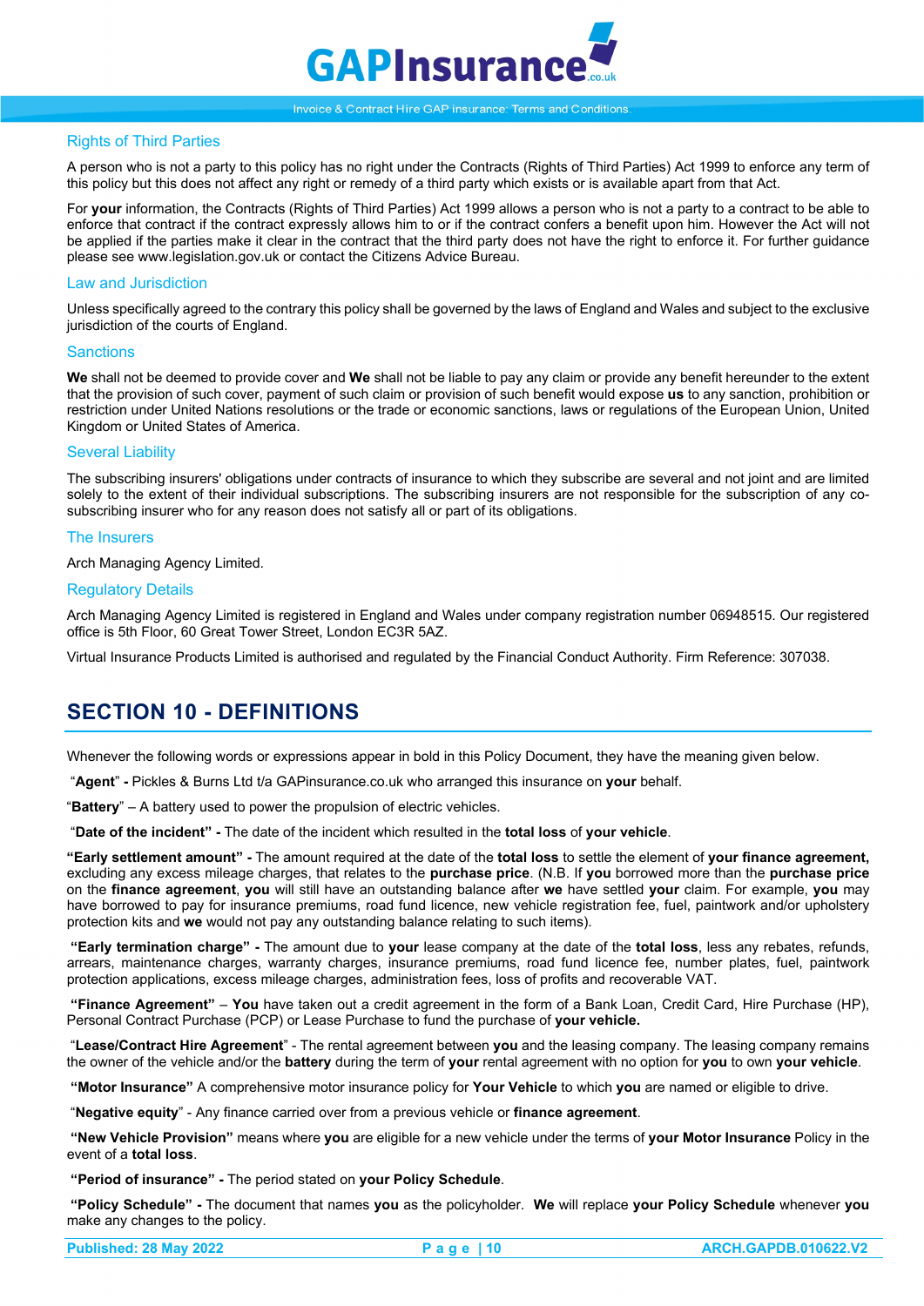## Rights of Third Parties

A person who is not a party to this policy has no right under the Contracts (Rights of Third Parties) Act 1999 to enforce any term of this policy but this does not affect any right or remedy of a third party which exists or is available apart from that Act.

For **your** information, the Contracts (Rights of Third Parties) Act 1999 allows a person who is not a party to a contract to be able to enforce that contract if the contract expressly allows him to or if the contract confers a benefit upon him. However the Act will not be applied if the parties make it clear in the contract that the third party does not have the right to enforce it. For further guidance please see www.legislation.gov.uk or contact the Citizens Advice Bureau.

## Law and Jurisdiction

Unless specifically agreed to the contrary this policy shall be governed by the laws of England and Wales and subject to the exclusive jurisdiction of the courts of England.

## Sanctions

**We** shall not be deemed to provide cover and **We** shall not be liable to pay any claim or provide any benefit hereunder to the extent that the provision of such cover, payment of such claim or provision of such benefit would expose **us** to any sanction, prohibition or restriction under United Nations resolutions or the trade or economic sanctions, laws or regulations of the European Union, United Kingdom or United States of America.

## Several Liability

The subscribing insurers' obligations under contracts of insurance to which they subscribe are several and not joint and are limited solely to the extent of their individual subscriptions. The subscribing insurers are not responsible for the subscription of any co-subscribing insurer who for any reason does not satisfy all or part of its obligations.

## The Insurers

Arch Managing Agency Limited.

## Regulatory Details

Arch Managing Agency Limited is registered in England and Wales under company registration number 06948515. Our registered office is 5th Floor, 60 Great Tower Street, London EC3R 5AZ.

Virtual Insurance Products Limited is authorised and regulated by the Financial Conduct Authority. Firm Reference: 307038.

# SECTION 10 - DEFINITIONS

Whenever the following words or expressions appear in bold in this Policy Document, they have the meaning given below.

**"Agent" -** Pickles & Burns Ltd t/a GAPinsurance.co.uk who arranged this insurance on **your** behalf.

"**Battery**" – A battery used to power the propulsion of electric vehicles.

**"Date of the incident" -** The date of the incident which resulted in the **total loss** of **your vehicle**.

**"Early settlement amount" -** The amount required at the date of the **total loss** to settle the element of **your finance agreement,** excluding any excess mileage charges, that relates to the **purchase price**. (N.B. If **you** borrowed more than the **purchase price** on the **finance agreement**, **you** will still have an outstanding balance after **we** have settled **your** claim. For example, **you** may have borrowed to pay for insurance premiums, road fund licence, new vehicle registration fee, fuel, paintwork and/or upholstery protection kits and **we** would not pay any outstanding balance relating to such items).

**"Early termination charge" -** The amount due to **your** lease company at the date of the **total loss**, less any rebates, refunds, arrears, maintenance charges, warranty charges, insurance premiums, road fund licence fee, number plates, fuel, paintwork protection applications, excess mileage charges, administration fees, loss of profits and recoverable VAT.

**"Finance Agreement"** – **You** have taken out a credit agreement in the form of a Bank Loan, Credit Card, Hire Purchase (HP), Personal Contract Purchase (PCP) or Lease Purchase to fund the purchase of **your vehicle.**

"**Lease/Contract Hire Agreement**" - The rental agreement between **you** and the leasing company. The leasing company remains the owner of the vehicle and/or the **battery** during the term of **your** rental agreement with no option for **you** to own **your vehicle**.

**"Motor Insurance"** A comprehensive motor insurance policy for **Your Vehicle** to which **you** are named or eligible to drive.

"**Negative equity**" - Any finance carried over from a previous vehicle or **finance agreement**.

**"New Vehicle Provision"** means where **you** are eligible for a new vehicle under the terms of **your Motor Insurance** Policy in the event of a **total loss**.

**"Period of insurance" -** The period stated on **your Policy Schedule**.

**"Policy Schedule" -** The document that names **you** as the policyholder. **We** will replace **your Policy Schedule** whenever **you** make any changes to the policy.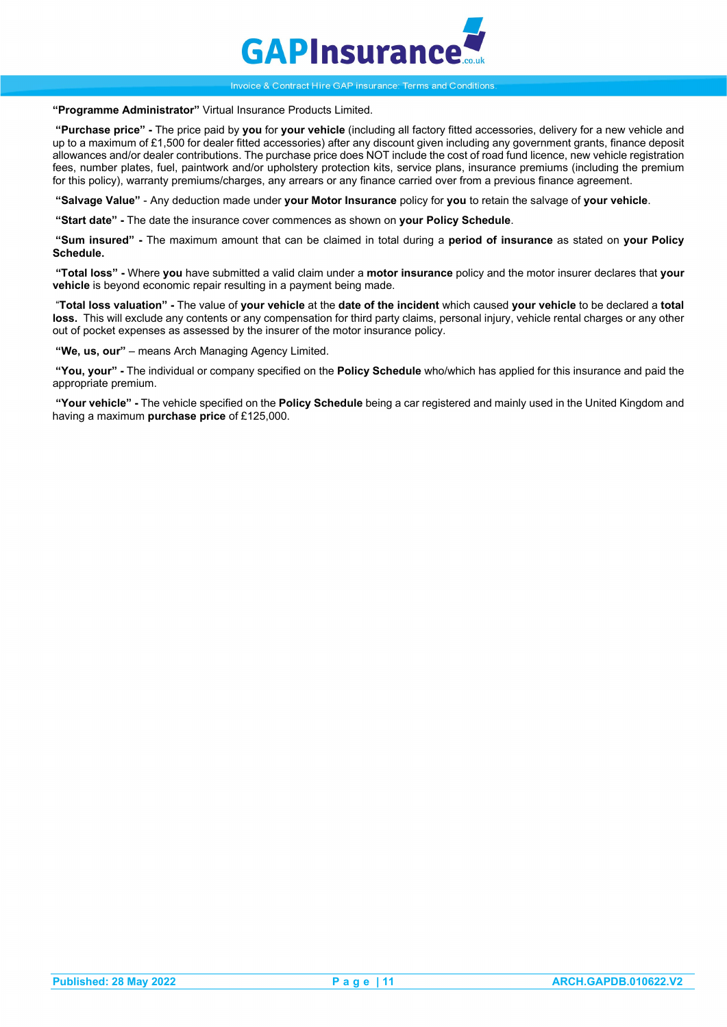**"Programme Administrator"** Virtual Insurance Products Limited.

**"Purchase price" -** The price paid by **you** for **your vehicle** (including all factory fitted accessories, delivery for a new vehicle and up to a maximum of £1,500 for dealer fitted accessories) after any discount given including any government grants, finance deposit allowances and/or dealer contributions. The purchase price does NOT include the cost of road fund licence, new vehicle registration fees, number plates, fuel, paintwork and/or upholstery protection kits, service plans, insurance premiums (including the premium for this policy), warranty premiums/charges, any arrears or any finance carried over from a previous finance agreement.

**"Salvage Value"** - Any deduction made under **your Motor Insurance** policy for **you** to retain the salvage of **your vehicle**.

**"Start date" -** The date the insurance cover commences as shown on **your Policy Schedule**.

**"Sum insured" -** The maximum amount that can be claimed in total during a **period of insurance** as stated on **your Policy Schedule.**

**"Total loss" -** Where **you** have submitted a valid claim under a **motor insurance** policy and the motor insurer declares that **your vehicle** is beyond economic repair resulting in a payment being made.

"**Total loss valuation" -** The value of **your vehicle** at the **date of the incident** which caused **your vehicle** to be declared a **total loss.** This will exclude any contents or any compensation for third party claims, personal injury, vehicle rental charges or any other out of pocket expenses as assessed by the insurer of the motor insurance policy.

**"We, us, our"** – means Arch Managing Agency Limited.

**"You, your" -** The individual or company specified on the **Policy Schedule** who/which has applied for this insurance and paid the appropriate premium.

**"Your vehicle" -** The vehicle specified on the **Policy Schedule** being a car registered and mainly used in the United Kingdom and having a maximum **purchase price** of £125,000.